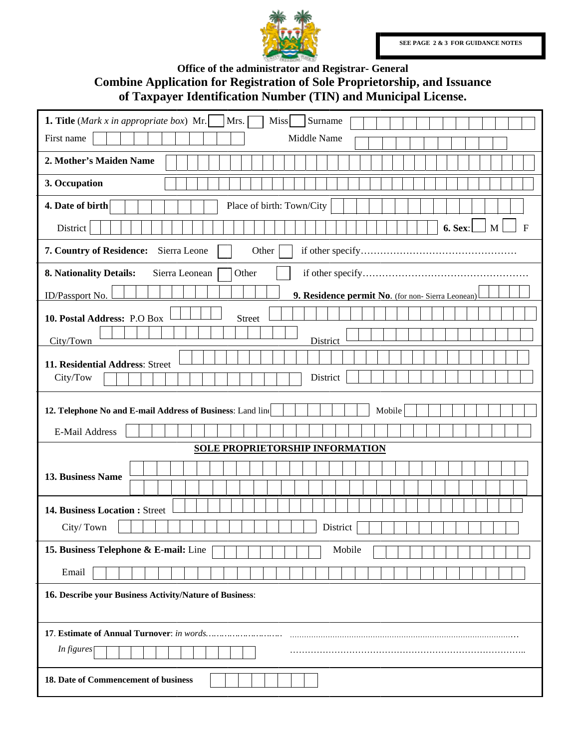SEE PAGE 2 & 3 FOR GUIDANCE NOTES

**Office of the administrator and Registrar- General**

# Combine Application for Registration of Sole Proprietorship, and Issuance of Taxpayer Identification Number (TIN) and Municipal License.

**1. Title** (*Mark x in appropriate box*) Mr. ☐ Mrs. ☐ Miss ☐ Surname

First name Middle Name

**2. Mother's Maiden Name**

**3. Occupation**

**4. Date of birth** Place of birth: Town/City

District **6. Sex**: ☐ M ☐ F

**7. Country of Residence:** Sierra Leone ☐ Other ☐ if other specify…………………………………………

**8. Nationality Details:** Sierra Leonean ☐ Other ☐ if other specify……………………………………………

ID/Passport No. **9. Residence permit No.** (for non- Sierra Leonean)

**10. Postal Address:** P.O Box Street

City/Town District

**11. Residential Address**: Street

City/Tow District

**12. Telephone No and E-mail Address of Business**: Land line Mobile

E-Mail Address

## SOLE PROPRIETORSHIP INFORMATION

**13. Business Name**

**14. Business Location :** Street

City/ Town District

**15. Business Telephone & E-mail:** Line Mobile

Email

**16. Describe your Business Activity/Nature of Business**:

**17. Estimate of Annual Turnover**: *in words*…………………………. ………………………………………………………………………………………

*In figures* ……………………………………………………………………..

**18. Date of Commencement of business**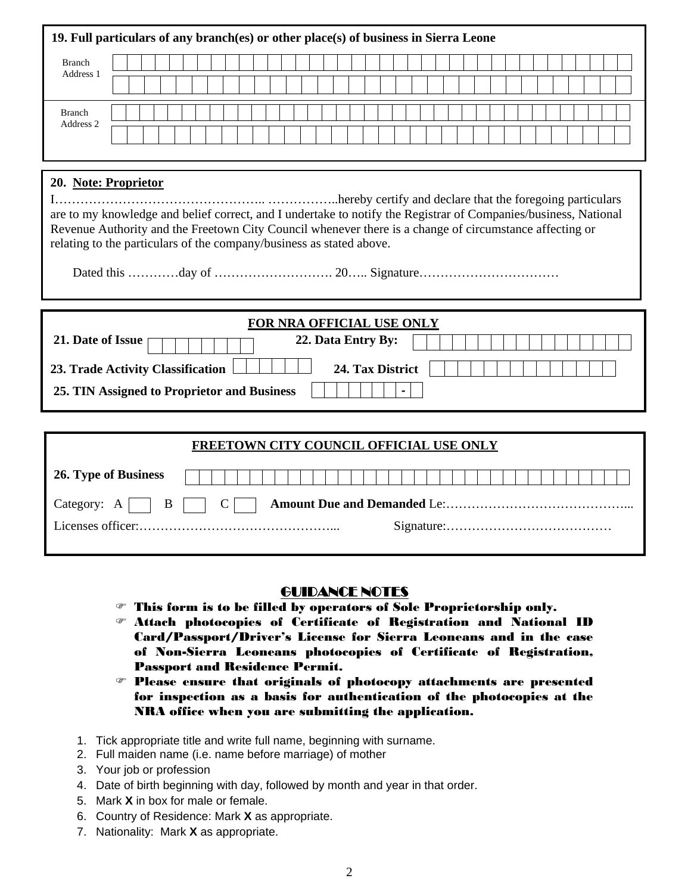**19. Full particulars of any branch(es) or other place(s) of business in Sierra Leone**

Branch Address 1

Branch Address 2

**20. Note: Proprietor**

I………………………………………….. ……………..hereby certify and declare that the foregoing particulars are to my knowledge and belief correct, and I undertake to notify the Registrar of Companies/business, National Revenue Authority and the Freetown City Council whenever there is a change of circumstance affecting or relating to the particulars of the company/business as stated above.

Dated this …………day of ………………………. 20….. Signature……………………………

**FOR NRA OFFICIAL USE ONLY**

**21. Date of Issue** &nbsp;&nbsp;&nbsp;&nbsp; **22. Data Entry By:**

**23. Trade Activity Classification** &nbsp;&nbsp;&nbsp;&nbsp; **24. Tax District**

**25. TIN Assigned to Proprietor and Business** &nbsp;&nbsp; -

**FREETOWN CITY COUNCIL OFFICIAL USE ONLY**

**26. Type of Business**

Category: A ☐ B ☐ C ☐ **Amount Due and Demanded** Le:……………………………………...

Licenses officer:………………………………………... Signature:…………………………………

## GUIDANCE NOTES

- **This form is to be filled by operators of Sole Proprietorship only.**
- **Attach photocopies of Certificate of Registration and National ID Card/Passport/Driver's License for Sierra Leoneans and in the case of Non-Sierra Leoneans photocopies of Certificate of Registration, Passport and Residence Permit.**
- **Please ensure that originals of photocopy attachments are presented for inspection as a basis for authentication of the photocopies at the NRA office when you are submitting the application.**

1. Tick appropriate title and write full name, beginning with surname.
2. Full maiden name (i.e. name before marriage) of mother
3. Your job or profession
4. Date of birth beginning with day, followed by month and year in that order.
5. Mark **X** in box for male or female.
6. Country of Residence: Mark **X** as appropriate.
7. Nationality: Mark **X** as appropriate.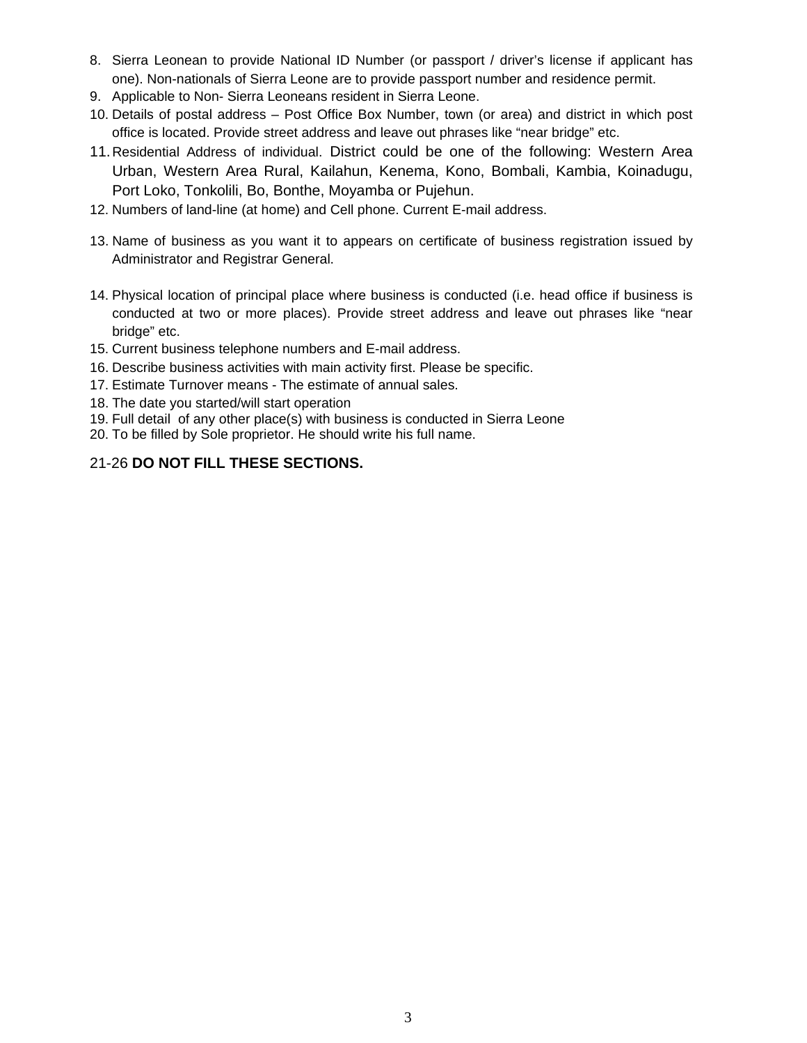8. Sierra Leonean to provide National ID Number (or passport / driver's license if applicant has one). Non-nationals of Sierra Leone are to provide passport number and residence permit.
9. Applicable to Non- Sierra Leoneans resident in Sierra Leone.
10. Details of postal address – Post Office Box Number, town (or area) and district in which post office is located. Provide street address and leave out phrases like "near bridge" etc.
11. Residential Address of individual. District could be one of the following: Western Area Urban, Western Area Rural, Kailahun, Kenema, Kono, Bombali, Kambia, Koinadugu, Port Loko, Tonkolili, Bo, Bonthe, Moyamba or Pujehun.
12. Numbers of land-line (at home) and Cell phone. Current E-mail address.
13. Name of business as you want it to appears on certificate of business registration issued by Administrator and Registrar General.
14. Physical location of principal place where business is conducted (i.e. head office if business is conducted at two or more places). Provide street address and leave out phrases like "near bridge" etc.
15. Current business telephone numbers and E-mail address.
16. Describe business activities with main activity first. Please be specific.
17. Estimate Turnover means - The estimate of annual sales.
18. The date you started/will start operation
19. Full detail of any other place(s) with business is conducted in Sierra Leone
20. To be filled by Sole proprietor. He should write his full name.

21-26 **DO NOT FILL THESE SECTIONS.**